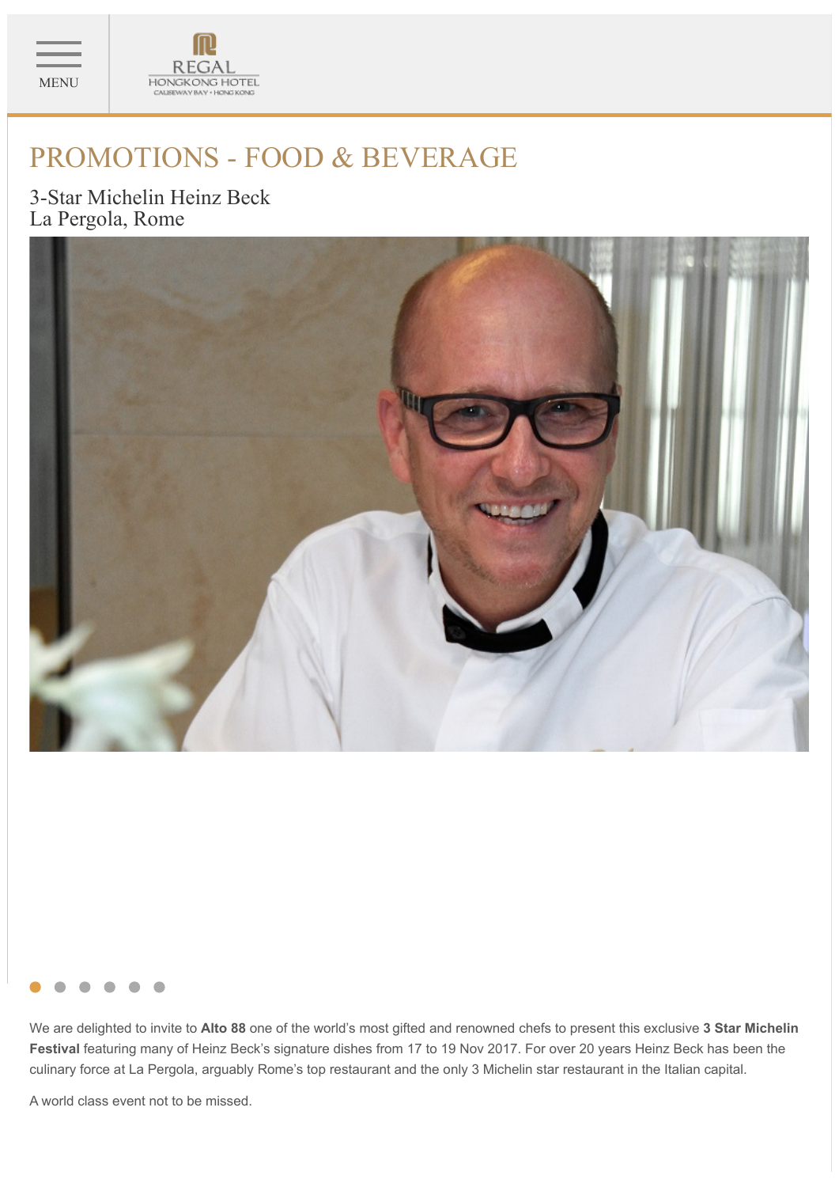MENU

REGAL
HONGKONG HOTEL
CAUSEWAY BAY • HONG KONG

# PROMOTIONS - FOOD & BEVERAGE

## 3-Star Michelin Heinz Beck
## La Pergola, Rome

We are delighted to invite to **Alto 88** one of the world's most gifted and renowned chefs to present this exclusive **3 Star Michelin Festival** featuring many of Heinz Beck's signature dishes from 17 to 19 Nov 2017. For over 20 years Heinz Beck has been the culinary force at La Pergola, arguably Rome's top restaurant and the only 3 Michelin star restaurant in the Italian capital.

A world class event not to be missed.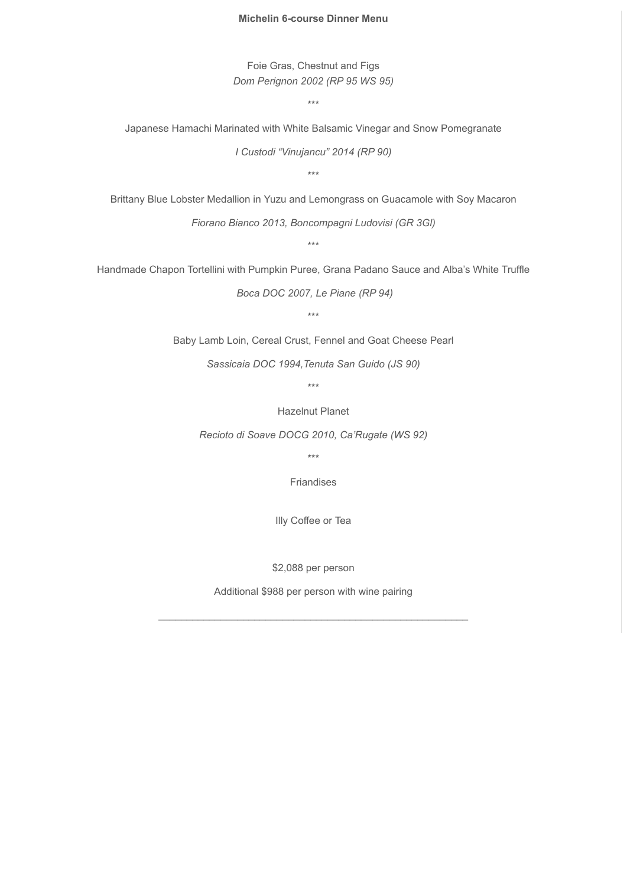**Michelin 6-course Dinner Menu**

Foie Gras, Chestnut and Figs

*Dom Perignon 2002 (RP 95 WS 95)*

***

Japanese Hamachi Marinated with White Balsamic Vinegar and Snow Pomegranate

*I Custodi "Vinujancu" 2014 (RP 90)*

***

Brittany Blue Lobster Medallion in Yuzu and Lemongrass on Guacamole with Soy Macaron

*Fiorano Bianco 2013, Boncompagni Ludovisi (GR 3GI)*

***

Handmade Chapon Tortellini with Pumpkin Puree, Grana Padano Sauce and Alba's White Truffle

*Boca DOC 2007, Le Piane (RP 94)*

***

Baby Lamb Loin, Cereal Crust, Fennel and Goat Cheese Pearl

*Sassicaia DOC 1994,Tenuta San Guido (JS 90)*

***

Hazelnut Planet

*Recioto di Soave DOCG 2010, Ca'Rugate (WS 92)*

***

Friandises

Illy Coffee or Tea

$2,088 per person

Additional $988 per person with wine pairing

---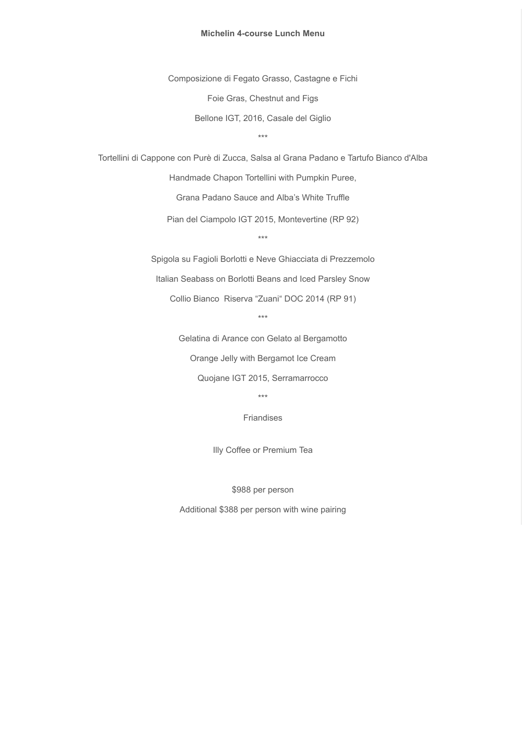**Michelin 4-course Lunch Menu**

Composizione di Fegato Grasso, Castagne e Fichi

Foie Gras, Chestnut and Figs

Bellone IGT, 2016, Casale del Giglio

***

Tortellini di Cappone con Purè di Zucca, Salsa al Grana Padano e Tartufo Bianco d'Alba

Handmade Chapon Tortellini with Pumpkin Puree,

Grana Padano Sauce and Alba's White Truffle

Pian del Ciampolo IGT 2015, Montevertine (RP 92)

***

Spigola su Fagioli Borlotti e Neve Ghiacciata di Prezzemolo

Italian Seabass on Borlotti Beans and Iced Parsley Snow

Collio Bianco Riserva "Zuani" DOC 2014 (RP 91)

***

Gelatina di Arance con Gelato al Bergamotto

Orange Jelly with Bergamot Ice Cream

Quojane IGT 2015, Serramarrocco

***

Friandises

Illy Coffee or Premium Tea

$988 per person

Additional $388 per person with wine pairing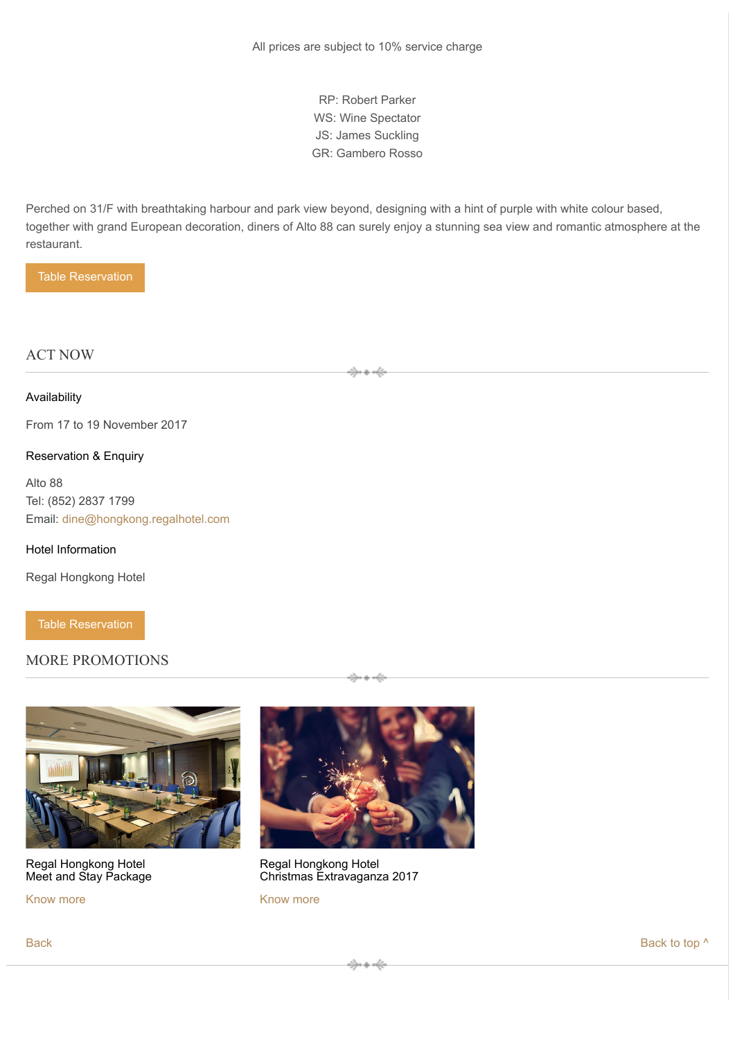All prices are subject to 10% service charge

RP: Robert Parker
WS: Wine Spectator
JS: James Suckling
GR: Gambero Rosso

Perched on 31/F with breathtaking harbour and park view beyond, designing with a hint of purple with white colour based, together with grand European decoration, diners of Alto 88 can surely enjoy a stunning sea view and romantic atmosphere at the restaurant.

Table Reservation

## ACT NOW

### Availability

From 17 to 19 November 2017

### Reservation & Enquiry

Alto 88
Tel: (852) 2837 1799
Email: dine@hongkong.regalhotel.com

### Hotel Information

Regal Hongkong Hotel

Table Reservation

## MORE PROMOTIONS

Regal Hongkong Hotel
Meet and Stay Package

Know more

Regal Hongkong Hotel
Christmas Extravaganza 2017

Know more

Back

Back to top ^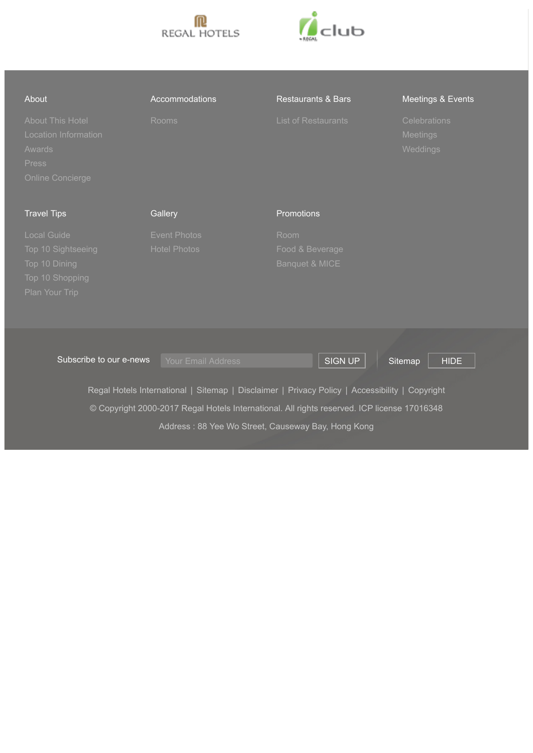REGAL HOTELS

club

**About**

- About This Hotel
- Location Information
- Awards
- Press
- Online Concierge

**Accommodations**

- Rooms

**Restaurants & Bars**

- List of Restaurants

**Meetings & Events**

- Celebrations
- Meetings
- Weddings

**Travel Tips**

- Local Guide
- Top 10 Sightseeing
- Top 10 Dining
- Top 10 Shopping
- Plan Your Trip

**Gallery**

- Event Photos
- Hotel Photos

**Promotions**

- Room
- Food & Beverage
- Banquet & MICE

Subscribe to our e-news Your Email Address SIGN UP Sitemap HIDE

Regal Hotels International | Sitemap | Disclaimer | Privacy Policy | Accessibility | Copyright

© Copyright 2000-2017 Regal Hotels International. All rights reserved. ICP license 17016348

Address : 88 Yee Wo Street, Causeway Bay, Hong Kong